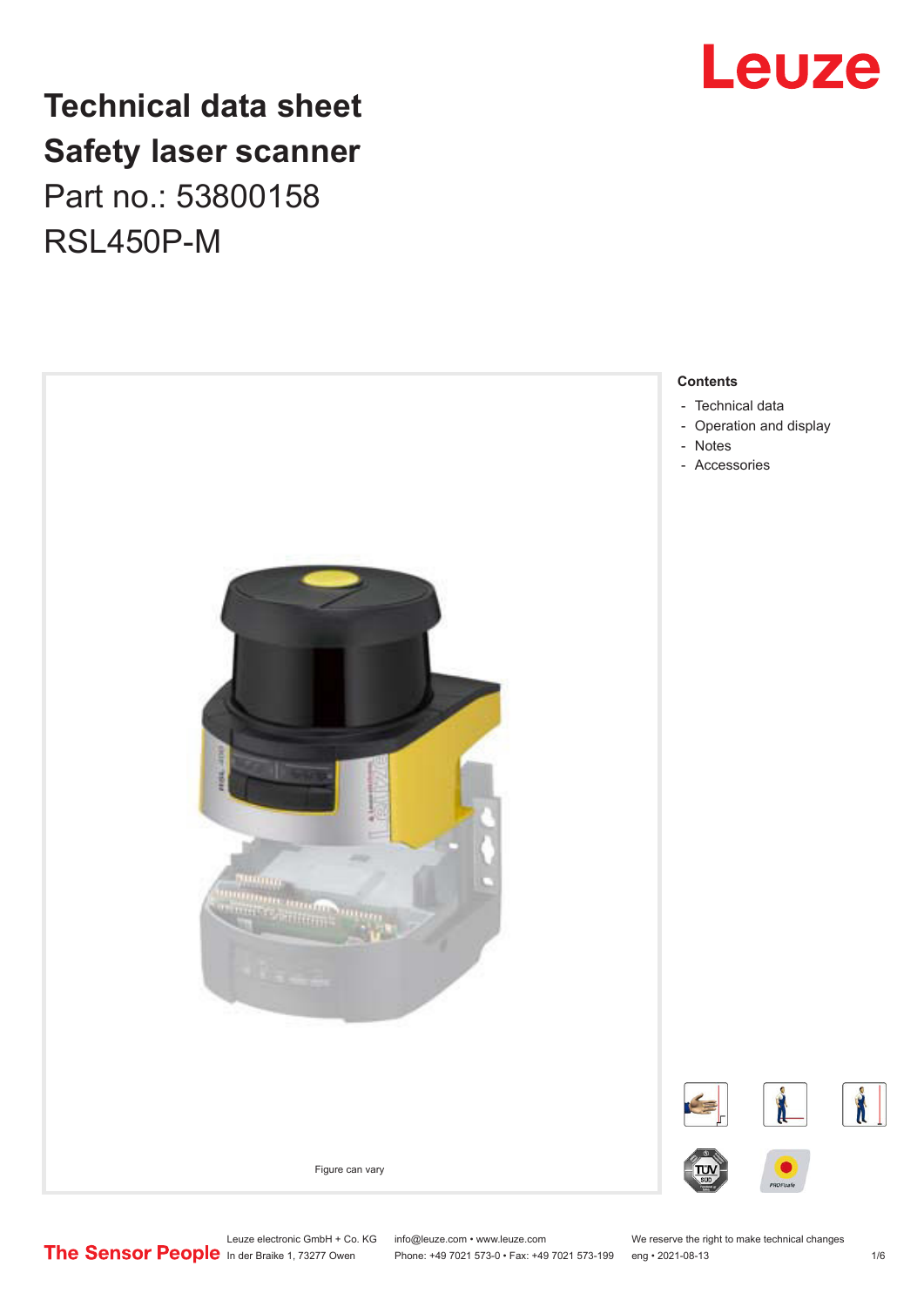# Technical data sheet
# Safety laser scanner

Part no.: 53800158

RSL450P-M

Figure can vary

**Contents**

- Technical data
- Operation and display
- Notes
- Accessories

Leuze electronic GmbH + Co. KG
In der Braike 1, 73277 Owen

info@leuze.com • www.leuze.com
Phone: +49 7021 573-0 • Fax: +49 7021 573-199

We reserve the right to make technical changes
eng • 2021-08-13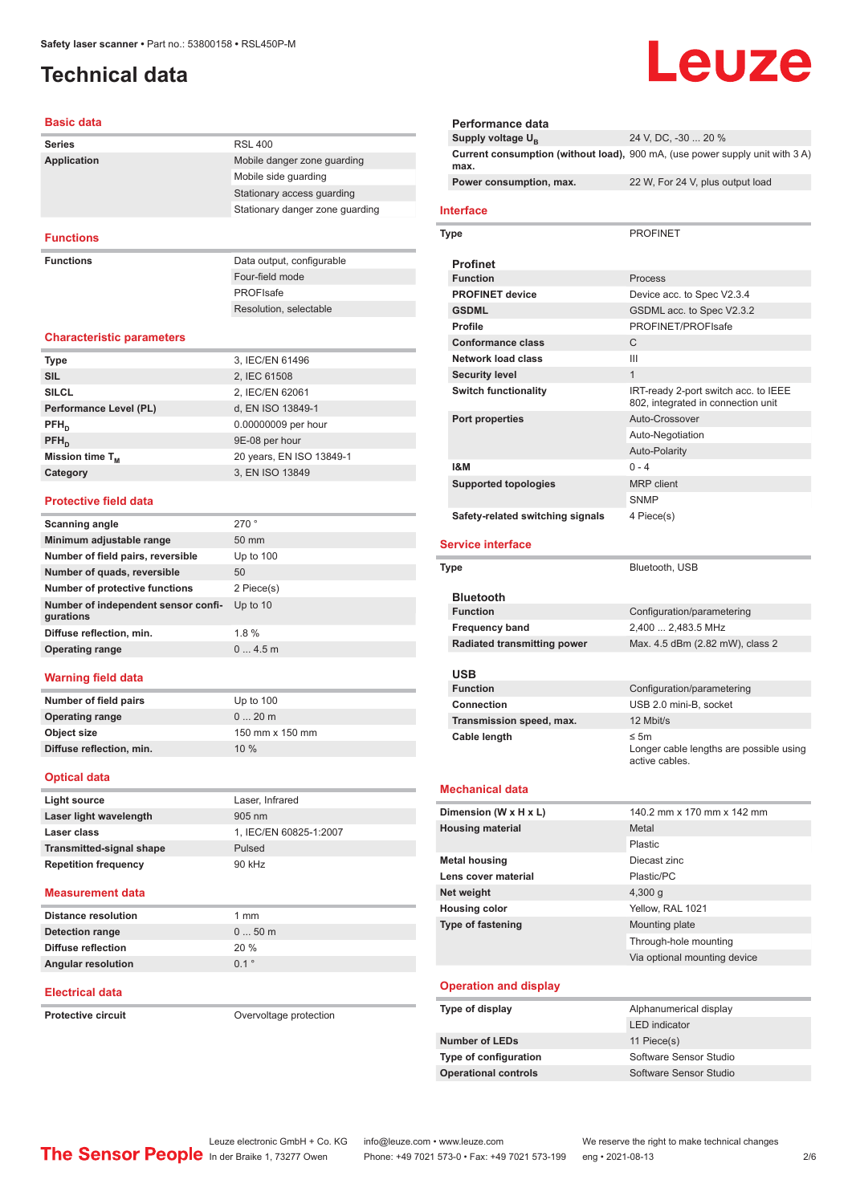# Technical data

## Basic data

| | |
|---|---|
| **Series** | RSL 400 |
| **Application** | Mobile danger zone guarding |
| | Mobile side guarding |
| | Stationary access guarding |
| | Stationary danger zone guarding |

## Functions

| | |
|---|---|
| **Functions** | Data output, configurable |
| | Four-field mode |
| | PROFIsafe |
| | Resolution, selectable |

## Characteristic parameters

| | |
|---|---|
| **Type** | 3, IEC/EN 61496 |
| **SIL** | 2, IEC 61508 |
| **SILCL** | 2, IEC/EN 62061 |
| **Performance Level (PL)** | d, EN ISO 13849-1 |
| **$PFH_D$** | 0.00000009 per hour |
| **$PFH_D$** | 9E-08 per hour |
| **Mission time $T_M$** | 20 years, EN ISO 13849-1 |
| **Category** | 3, EN ISO 13849 |

## Protective field data

| | |
|---|---|
| **Scanning angle** | 270 ° |
| **Minimum adjustable range** | 50 mm |
| **Number of field pairs, reversible** | Up to 100 |
| **Number of quads, reversible** | 50 |
| **Number of protective functions** | 2 Piece(s) |
| **Number of independent sensor configurations** | Up to 10 |
| **Diffuse reflection, min.** | 1.8 % |
| **Operating range** | 0 ... 4.5 m |

## Warning field data

| | |
|---|---|
| **Number of field pairs** | Up to 100 |
| **Operating range** | 0 ... 20 m |
| **Object size** | 150 mm x 150 mm |
| **Diffuse reflection, min.** | 10 % |

## Optical data

| | |
|---|---|
| **Light source** | Laser, Infrared |
| **Laser light wavelength** | 905 nm |
| **Laser class** | 1, IEC/EN 60825-1:2007 |
| **Transmitted-signal shape** | Pulsed |
| **Repetition frequency** | 90 kHz |

## Measurement data

| | |
|---|---|
| **Distance resolution** | 1 mm |
| **Detection range** | 0 ... 50 m |
| **Diffuse reflection** | 20 % |
| **Angular resolution** | 0.1 ° |

## Electrical data

| | |
|---|---|
| **Protective circuit** | Overvoltage protection |

### Performance data

| | |
|---|---|
| **Supply voltage $U_B$** | 24 V, DC, -30 ... 20 % |
| **Current consumption (without load), max.** | 900 mA, (use power supply unit with 3 A) |
| **Power consumption, max.** | 22 W, For 24 V, plus output load |

## Interface

| | |
|---|---|
| **Type** | PROFINET |

### Profinet

| | |
|---|---|
| **Function** | Process |
| **PROFINET device** | Device acc. to Spec V2.3.4 |
| **GSDML** | GSDML acc. to Spec V2.3.2 |
| **Profile** | PROFINET/PROFIsafe |
| **Conformance class** | C |
| **Network load class** | III |
| **Security level** | 1 |
| **Switch functionality** | IRT-ready 2-port switch acc. to IEEE 802, integrated in connection unit |
| **Port properties** | Auto-Crossover |
| | Auto-Negotiation |
| | Auto-Polarity |
| **I&M** | 0 - 4 |
| **Supported topologies** | MRP client |
| | SNMP |
| **Safety-related switching signals** | 4 Piece(s) |

## Service interface

| | |
|---|---|
| **Type** | Bluetooth, USB |

### Bluetooth

| | |
|---|---|
| **Function** | Configuration/parametering |
| **Frequency band** | 2,400 ... 2,483.5 MHz |
| **Radiated transmitting power** | Max. 4.5 dBm (2.82 mW), class 2 |

### USB

| | |
|---|---|
| **Function** | Configuration/parametering |
| **Connection** | USB 2.0 mini-B, socket |
| **Transmission speed, max.** | 12 Mbit/s |
| **Cable length** | ≤ 5m<br>Longer cable lengths are possible using active cables. |

## Mechanical data

| | |
|---|---|
| **Dimension (W x H x L)** | 140.2 mm x 170 mm x 142 mm |
| **Housing material** | Metal |
| | Plastic |
| **Metal housing** | Diecast zinc |
| **Lens cover material** | Plastic/PC |
| **Net weight** | 4,300 g |
| **Housing color** | Yellow, RAL 1021 |
| **Type of fastening** | Mounting plate |
| | Through-hole mounting |
| | Via optional mounting device |

## Operation and display

| | |
|---|---|
| **Type of display** | Alphanumerical display |
| | LED indicator |
| **Number of LEDs** | 11 Piece(s) |
| **Type of configuration** | Software Sensor Studio |
| **Operational controls** | Software Sensor Studio |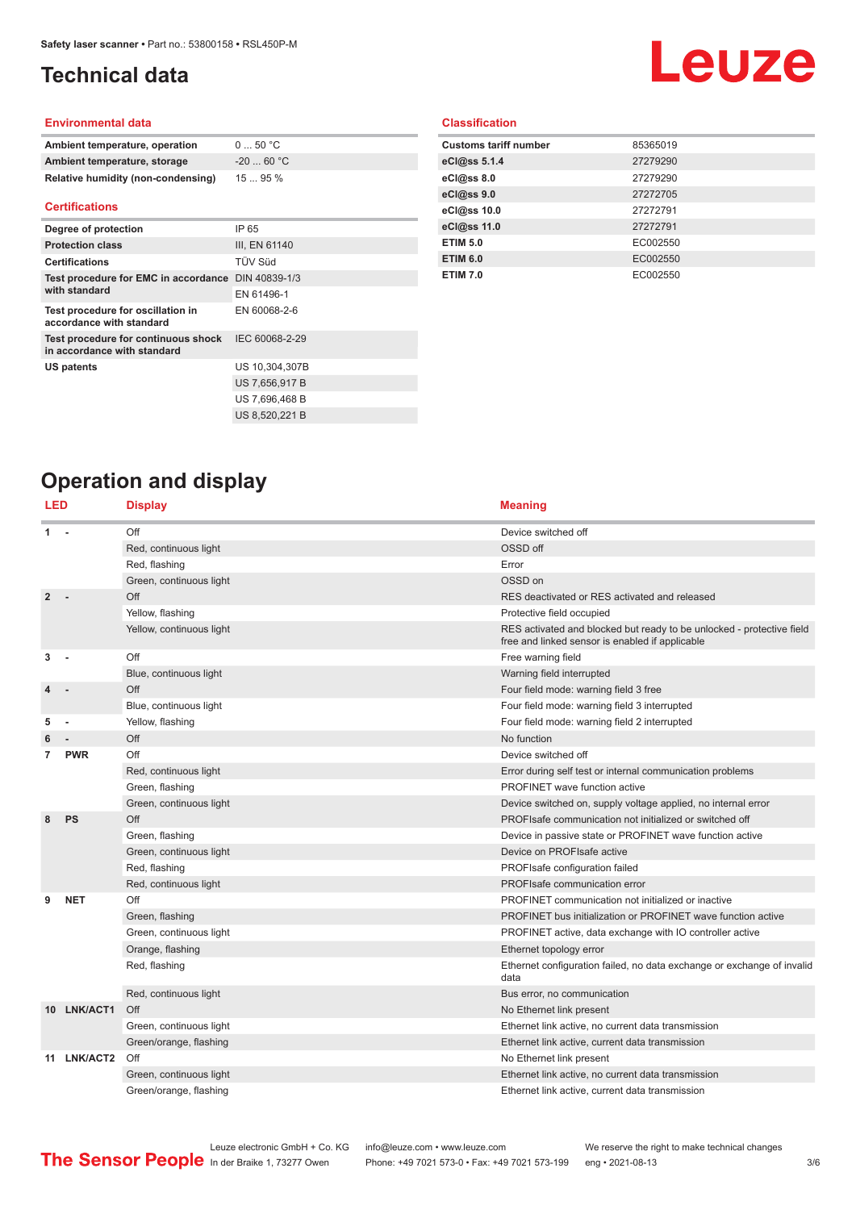# Technical data

## Environmental data

| | |
|---|---|
| **Ambient temperature, operation** | 0 ... 50 °C |
| **Ambient temperature, storage** | -20 ... 60 °C |
| **Relative humidity (non-condensing)** | 15 ... 95 % |

## Certifications

| | |
|---|---|
| **Degree of protection** | IP 65 |
| **Protection class** | III, EN 61140 |
| **Certifications** | TÜV Süd |
| **Test procedure for EMC in accordance with standard** | DIN 40839-1/3 |
| | EN 61496-1 |
| **Test procedure for oscillation in accordance with standard** | EN 60068-2-6 |
| **Test procedure for continuous shock in accordance with standard** | IEC 60068-2-29 |
| **US patents** | US 10,304,307B |
| | US 7,656,917 B |
| | US 7,696,468 B |
| | US 8,520,221 B |

## Classification

| | |
|---|---|
| **Customs tariff number** | 85365019 |
| **eCl@ss 5.1.4** | 27279290 |
| **eCl@ss 8.0** | 27279290 |
| **eCl@ss 9.0** | 27272705 |
| **eCl@ss 10.0** | 27272791 |
| **eCl@ss 11.0** | 27272791 |
| **ETIM 5.0** | EC002550 |
| **ETIM 6.0** | EC002550 |
| **ETIM 7.0** | EC002550 |

# Operation and display

| LED | | Display | Meaning |
|---|---|---|---|
| **1** | **-** | Off | Device switched off |
| | | Red, continuous light | OSSD off |
| | | Red, flashing | Error |
| | | Green, continuous light | OSSD on |
| **2** | **-** | Off | RES deactivated or RES activated and released |
| | | Yellow, flashing | Protective field occupied |
| | | Yellow, continuous light | RES activated and blocked but ready to be unlocked - protective field free and linked sensor is enabled if applicable |
| **3** | **-** | Off | Free warning field |
| | | Blue, continuous light | Warning field interrupted |
| **4** | **-** | Off | Four field mode: warning field 3 free |
| | | Blue, continuous light | Four field mode: warning field 3 interrupted |
| **5** | **-** | Yellow, flashing | Four field mode: warning field 2 interrupted |
| **6** | **-** | Off | No function |
| **7** | **PWR** | Off | Device switched off |
| | | Red, continuous light | Error during self test or internal communication problems |
| | | Green, flashing | PROFINET wave function active |
| | | Green, continuous light | Device switched on, supply voltage applied, no internal error |
| **8** | **PS** | Off | PROFIsafe communication not initialized or switched off |
| | | Green, flashing | Device in passive state or PROFINET wave function active |
| | | Green, continuous light | Device on PROFIsafe active |
| | | Red, flashing | PROFIsafe configuration failed |
| | | Red, continuous light | PROFIsafe communication error |
| **9** | **NET** | Off | PROFINET communication not initialized or inactive |
| | | Green, flashing | PROFINET bus initialization or PROFINET wave function active |
| | | Green, continuous light | PROFINET active, data exchange with IO controller active |
| | | Orange, flashing | Ethernet topology error |
| | | Red, flashing | Ethernet configuration failed, no data exchange or exchange of invalid data |
| | | Red, continuous light | Bus error, no communication |
| **10** | **LNK/ACT1** | Off | No Ethernet link present |
| | | Green, continuous light | Ethernet link active, no current data transmission |
| | | Green/orange, flashing | Ethernet link active, current data transmission |
| **11** | **LNK/ACT2** | Off | No Ethernet link present |
| | | Green, continuous light | Ethernet link active, no current data transmission |
| | | Green/orange, flashing | Ethernet link active, current data transmission |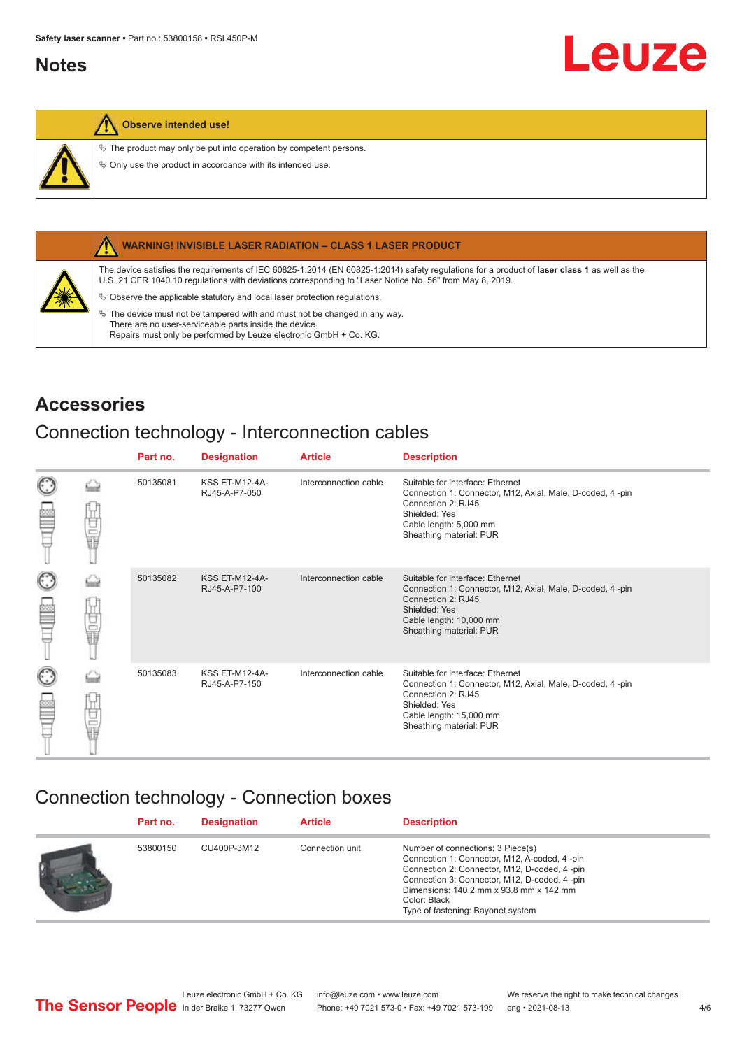## Notes

**Observe intended use!**

- The product may only be put into operation by competent persons.
- Only use the product in accordance with its intended use.

**WARNING! INVISIBLE LASER RADIATION – CLASS 1 LASER PRODUCT**

The device satisfies the requirements of IEC 60825-1:2014 (EN 60825-1:2014) safety regulations for a product of **laser class 1** as well as the U.S. 21 CFR 1040.10 regulations with deviations corresponding to "Laser Notice No. 56" from May 8, 2019.

- Observe the applicable statutory and local laser protection regulations.
- The device must not be tampered with and must not be changed in any way.
  There are no user-serviceable parts inside the device.
  Repairs must only be performed by Leuze electronic GmbH + Co. KG.

# Accessories

## Connection technology - Interconnection cables

| Part no. | Designation | Article | Description |
|---|---|---|---|
| 50135081 | KSS ET-M12-4A-RJ45-A-P7-050 | Interconnection cable | Suitable for interface: Ethernet<br>Connection 1: Connector, M12, Axial, Male, D-coded, 4 -pin<br>Connection 2: RJ45<br>Shielded: Yes<br>Cable length: 5,000 mm<br>Sheathing material: PUR |
| 50135082 | KSS ET-M12-4A-RJ45-A-P7-100 | Interconnection cable | Suitable for interface: Ethernet<br>Connection 1: Connector, M12, Axial, Male, D-coded, 4 -pin<br>Connection 2: RJ45<br>Shielded: Yes<br>Cable length: 10,000 mm<br>Sheathing material: PUR |
| 50135083 | KSS ET-M12-4A-RJ45-A-P7-150 | Interconnection cable | Suitable for interface: Ethernet<br>Connection 1: Connector, M12, Axial, Male, D-coded, 4 -pin<br>Connection 2: RJ45<br>Shielded: Yes<br>Cable length: 15,000 mm<br>Sheathing material: PUR |

## Connection technology - Connection boxes

| Part no. | Designation | Article | Description |
|---|---|---|---|
| 53800150 | CU400P-3M12 | Connection unit | Number of connections: 3 Piece(s)<br>Connection 1: Connector, M12, A-coded, 4 -pin<br>Connection 2: Connector, M12, D-coded, 4 -pin<br>Connection 3: Connector, M12, D-coded, 4 -pin<br>Dimensions: 140.2 mm x 93.8 mm x 142 mm<br>Color: Black<br>Type of fastening: Bayonet system |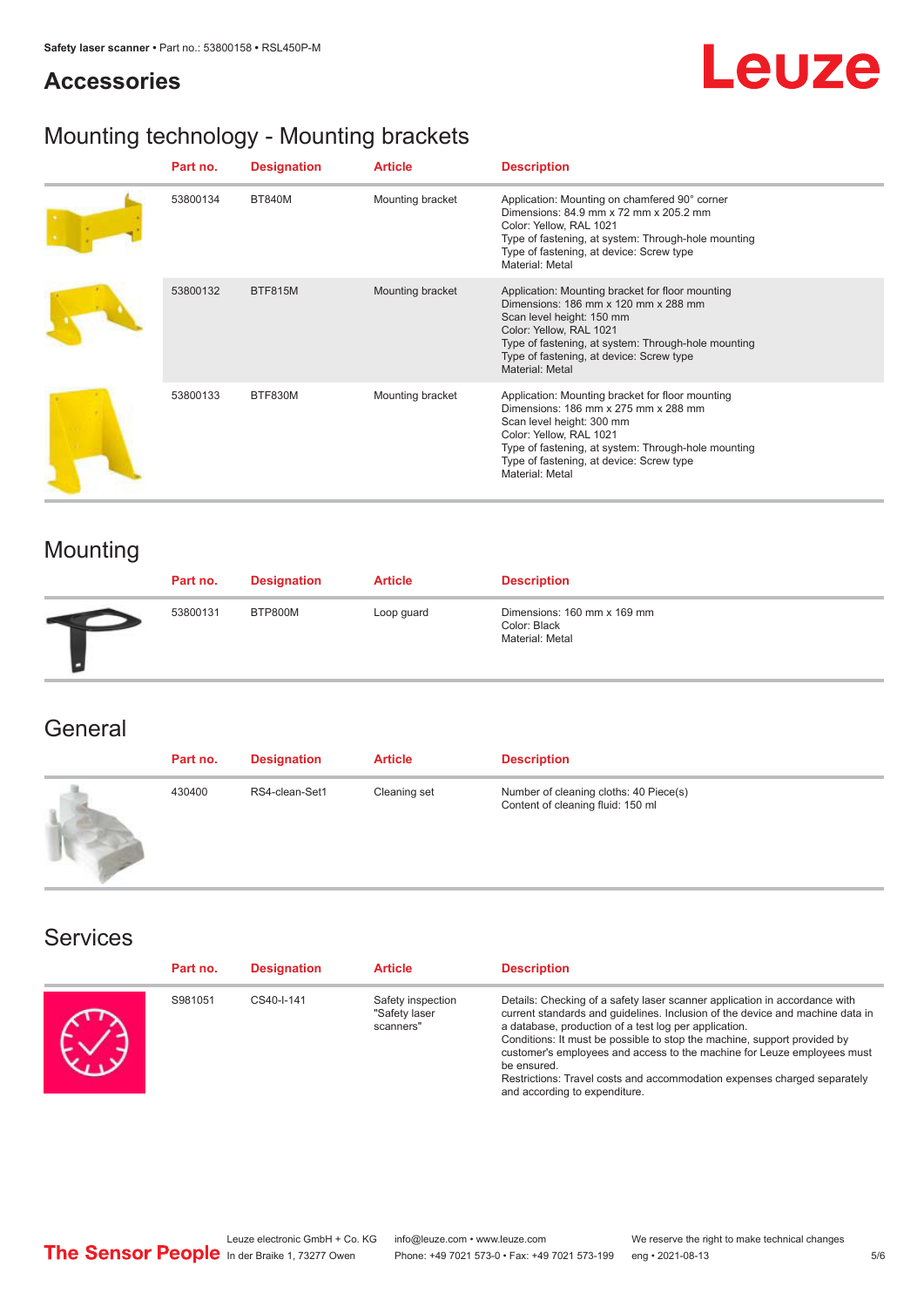## Accessories

# Mounting technology - Mounting brackets

| | Part no. | Designation | Article | Description |
|---|---|---|---|---|
| | 53800134 | BT840M | Mounting bracket | Application: Mounting on chamfered 90° corner<br>Dimensions: 84.9 mm x 72 mm x 205.2 mm<br>Color: Yellow, RAL 1021<br>Type of fastening, at system: Through-hole mounting<br>Type of fastening, at device: Screw type<br>Material: Metal |
| | 53800132 | BTF815M | Mounting bracket | Application: Mounting bracket for floor mounting<br>Dimensions: 186 mm x 120 mm x 288 mm<br>Scan level height: 150 mm<br>Color: Yellow, RAL 1021<br>Type of fastening, at system: Through-hole mounting<br>Type of fastening, at device: Screw type<br>Material: Metal |
| | 53800133 | BTF830M | Mounting bracket | Application: Mounting bracket for floor mounting<br>Dimensions: 186 mm x 275 mm x 288 mm<br>Scan level height: 300 mm<br>Color: Yellow, RAL 1021<br>Type of fastening, at system: Through-hole mounting<br>Type of fastening, at device: Screw type<br>Material: Metal |

# Mounting

| | Part no. | Designation | Article | Description |
|---|---|---|---|---|
| | 53800131 | BTP800M | Loop guard | Dimensions: 160 mm x 169 mm<br>Color: Black<br>Material: Metal |

# General

| | Part no. | Designation | Article | Description |
|---|---|---|---|---|
| | 430400 | RS4-clean-Set1 | Cleaning set | Number of cleaning cloths: 40 Piece(s)<br>Content of cleaning fluid: 150 ml |

# Services

| | Part no. | Designation | Article | Description |
|---|---|---|---|---|
| | S981051 | CS40-I-141 | Safety inspection "Safety laser scanners" | Details: Checking of a safety laser scanner application in accordance with current standards and guidelines. Inclusion of the device and machine data in a database, production of a test log per application.<br>Conditions: It must be possible to stop the machine, support provided by customer's employees and access to the machine for Leuze employees must be ensured.<br>Restrictions: Travel costs and accommodation expenses charged separately and according to expenditure. |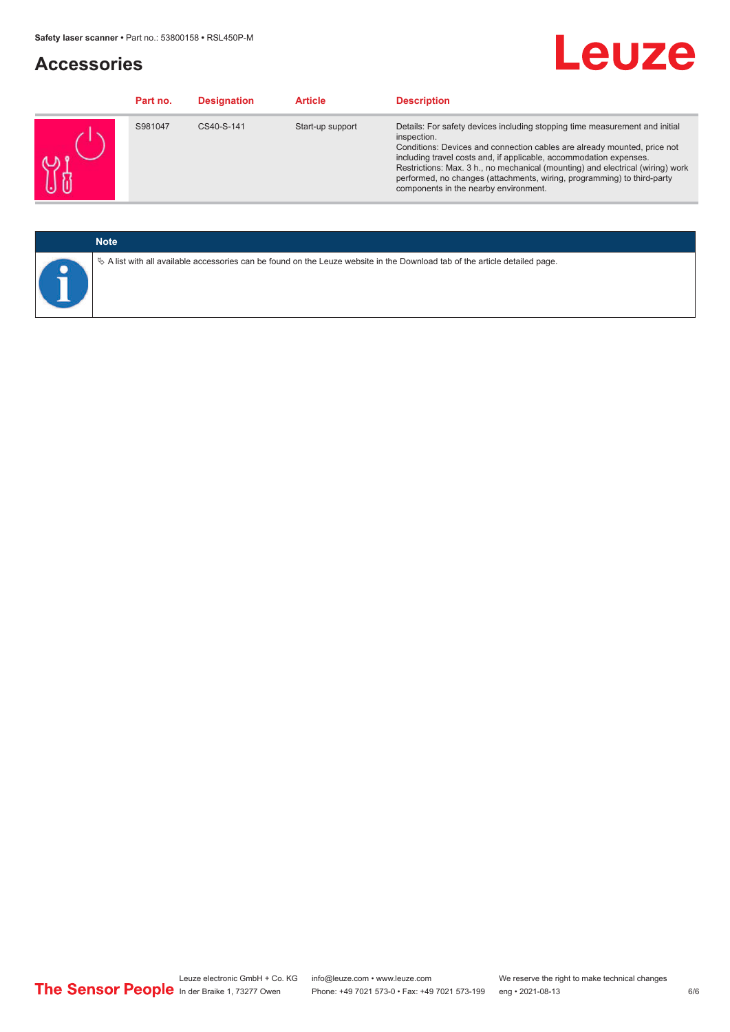## Accessories

| | Part no. | Designation | Article | Description |
|---|---|---|---|---|
| | S981047 | CS40-S-141 | Start-up support | Details: For safety devices including stopping time measurement and initial inspection.<br>Conditions: Devices and connection cables are already mounted, price not including travel costs and, if applicable, accommodation expenses.<br>Restrictions: Max. 3 h., no mechanical (mounting) and electrical (wiring) work performed, no changes (attachments, wiring, programming) to third-party components in the nearby environment. |

**Note**

↳ A list with all available accessories can be found on the Leuze website in the Download tab of the article detailed page.